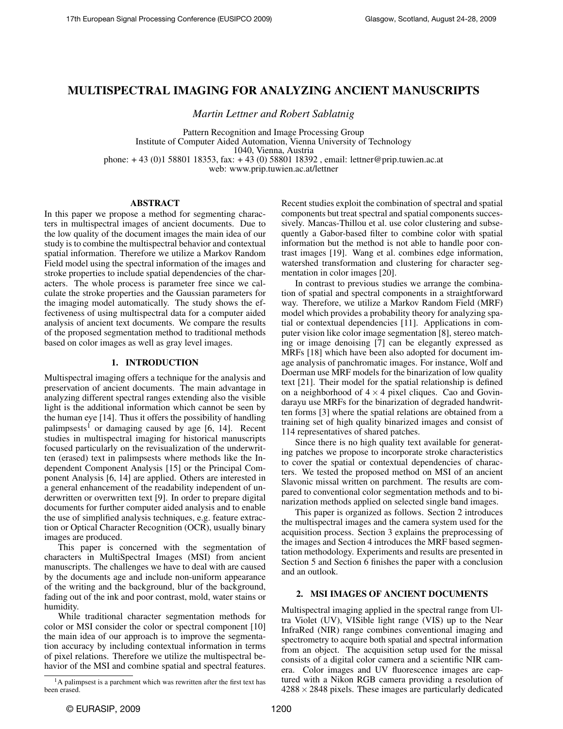# MULTISPECTRAL IMAGING FOR ANALYZING ANCIENT MANUSCRIPTS

*Martin Lettner and Robert Sablatnig*

Pattern Recognition and Image Processing Group
Institute of Computer Aided Automation, Vienna University of Technology
1040, Vienna, Austria
phone: + 43 (0)1 58801 18353, fax: + 43 (0) 58801 18392 , email: lettner@prip.tuwien.ac.at
web: www.prip.tuwien.ac.at/lettner

## ABSTRACT

In this paper we propose a method for segmenting characters in multispectral images of ancient documents. Due to the low quality of the document images the main idea of our study is to combine the multispectral behavior and contextual spatial information. Therefore we utilize a Markov Random Field model using the spectral information of the images and stroke properties to include spatial dependencies of the characters. The whole process is parameter free since we calculate the stroke properties and the Gaussian parameters for the imaging model automatically. The study shows the effectiveness of using multispectral data for a computer aided analysis of ancient text documents. We compare the results of the proposed segmentation method to traditional methods based on color images as well as gray level images.

## 1. INTRODUCTION

Multispectral imaging offers a technique for the analysis and preservation of ancient documents. The main advantage in analyzing different spectral ranges extending also the visible light is the additional information which cannot be seen by the human eye [14]. Thus it offers the possibility of handling palimpsests[1] or damaging caused by age [6, 14]. Recent studies in multispectral imaging for historical manuscripts focused particularly on the revisualization of the underwritten (erased) text in palimpsests where methods like the Independent Component Analysis [15] or the Principal Component Analysis [6, 14] are applied. Others are interested in a general enhancement of the readability independent of underwritten or overwritten text [9]. In order to prepare digital documents for further computer aided analysis and to enable the use of simplified analysis techniques, e.g. feature extraction or Optical Character Recognition (OCR), usually binary images are produced.

This paper is concerned with the segmentation of characters in MultiSpectral Images (MSI) from ancient manuscripts. The challenges we have to deal with are caused by the documents age and include non-uniform appearance of the writing and the background, blur of the background, fading out of the ink and poor contrast, mold, water stains or humidity.

While traditional character segmentation methods for color or MSI consider the color or spectral component [10] the main idea of our approach is to improve the segmentation accuracy by including contextual information in terms of pixel relations. Therefore we utilize the multispectral behavior of the MSI and combine spatial and spectral features. Recent studies exploit the combination of spectral and spatial components but treat spectral and spatial components successively. Mancas-Thillou et al. use color clustering and subsequently a Gabor-based filter to combine color with spatial information but the method is not able to handle poor contrast images [19]. Wang et al. combines edge information, watershed transformation and clustering for character segmentation in color images [20].

In contrast to previous studies we arrange the combination of spatial and spectral components in a straightforward way. Therefore, we utilize a Markov Random Field (MRF) model which provides a probability theory for analyzing spatial or contextual dependencies [11]. Applications in computer vision like color image segmentation [8], stereo matching or image denoising [7] can be elegantly expressed as MRFs [18] which have been also adopted for document image analysis of panchromatic images. For instance, Wolf and Doerman use MRF models for the binarization of low quality text [21]. Their model for the spatial relationship is defined on a neighborhood of $4 \times 4$ pixel cliques. Cao and Govindarayu use MRFs for the binarization of degraded handwritten forms [3] where the spatial relations are obtained from a training set of high quality binarized images and consist of 114 representatives of shared patches.

Since there is no high quality text available for generating patches we propose to incorporate stroke characteristics to cover the spatial or contextual dependencies of characters. We tested the proposed method on MSI of an ancient Slavonic missal written on parchment. The results are compared to conventional color segmentation methods and to binarization methods applied on selected single band images.

This paper is organized as follows. Section 2 introduces the multispectral images and the camera system used for the acquisition process. Section 3 explains the preprocessing of the images and Section 4 introduces the MRF based segmentation methodology. Experiments and results are presented in Section 5 and Section 6 finishes the paper with a conclusion and an outlook.

## 2. MSI IMAGES OF ANCIENT DOCUMENTS

Multispectral imaging applied in the spectral range from Ultra Violet (UV), VISible light range (VIS) up to the Near InfraRed (NIR) range combines conventional imaging and spectrometry to acquire both spatial and spectral information from an object. The acquisition setup used for the missal consists of a digital color camera and a scientific NIR camera. Color images and UV fluorescence images are captured with a Nikon RGB camera providing a resolution of $4288 \times 2848$ pixels. These images are particularly dedicated

[1] A palimpsest is a parchment which was rewritten after the first text has been erased.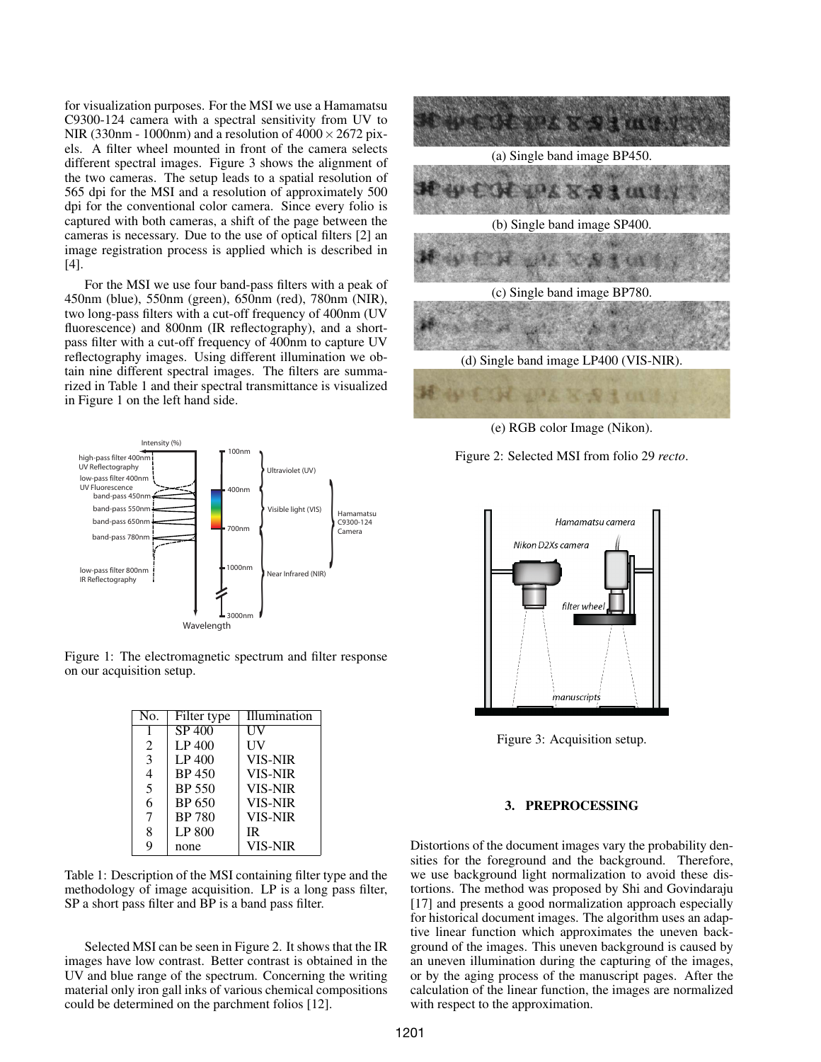for visualization purposes. For the MSI we use a Hamamatsu C9300-124 camera with a spectral sensitivity from UV to NIR (330nm - 1000nm) and a resolution of $4000 \times 2672$ pixels. A filter wheel mounted in front of the camera selects different spectral images. Figure 3 shows the alignment of the two cameras. The setup leads to a spatial resolution of 565 dpi for the MSI and a resolution of approximately 500 dpi for the conventional color camera. Since every folio is captured with both cameras, a shift of the page between the cameras is necessary. Due to the use of optical filters [2] an image registration process is applied which is described in [4].

For the MSI we use four band-pass filters with a peak of 450nm (blue), 550nm (green), 650nm (red), 780nm (NIR), two long-pass filters with a cut-off frequency of 400nm (UV fluorescence) and 800nm (IR reflectography), and a short-pass filter with a cut-off frequency of 400nm to capture UV reflectography images. Using different illumination we obtain nine different spectral images. The filters are summarized in Table 1 and their spectral transmittance is visualized in Figure 1 on the left hand side.

Figure 1: The electromagnetic spectrum and filter response on our acquisition setup.

| No. | Filter type | Illumination |
|---|---|---|
| 1 | SP 400 | UV |
| 2 | LP 400 | UV |
| 3 | LP 400 | VIS-NIR |
| 4 | BP 450 | VIS-NIR |
| 5 | BP 550 | VIS-NIR |
| 6 | BP 650 | VIS-NIR |
| 7 | BP 780 | VIS-NIR |
| 8 | LP 800 | IR |
| 9 | none | VIS-NIR |

Table 1: Description of the MSI containing filter type and the methodology of image acquisition. LP is a long pass filter, SP a short pass filter and BP is a band pass filter.

Selected MSI can be seen in Figure 2. It shows that the IR images have low contrast. Better contrast is obtained in the UV and blue range of the spectrum. Concerning the writing material only iron gall inks of various chemical compositions could be determined on the parchment folios [12].

(a) Single band image BP450.

(b) Single band image SP400.

(c) Single band image BP780.

(d) Single band image LP400 (VIS-NIR).

(e) RGB color Image (Nikon).

Figure 2: Selected MSI from folio 29 *recto*.

Figure 3: Acquisition setup.

## 3. PREPROCESSING

Distortions of the document images vary the probability densities for the foreground and the background. Therefore, we use background light normalization to avoid these distortions. The method was proposed by Shi and Govindaraju [17] and presents a good normalization approach especially for historical document images. The algorithm uses an adaptive linear function which approximates the uneven background of the images. This uneven background is caused by an uneven illumination during the capturing of the images, or by the aging process of the manuscript pages. After the calculation of the linear function, the images are normalized with respect to the approximation.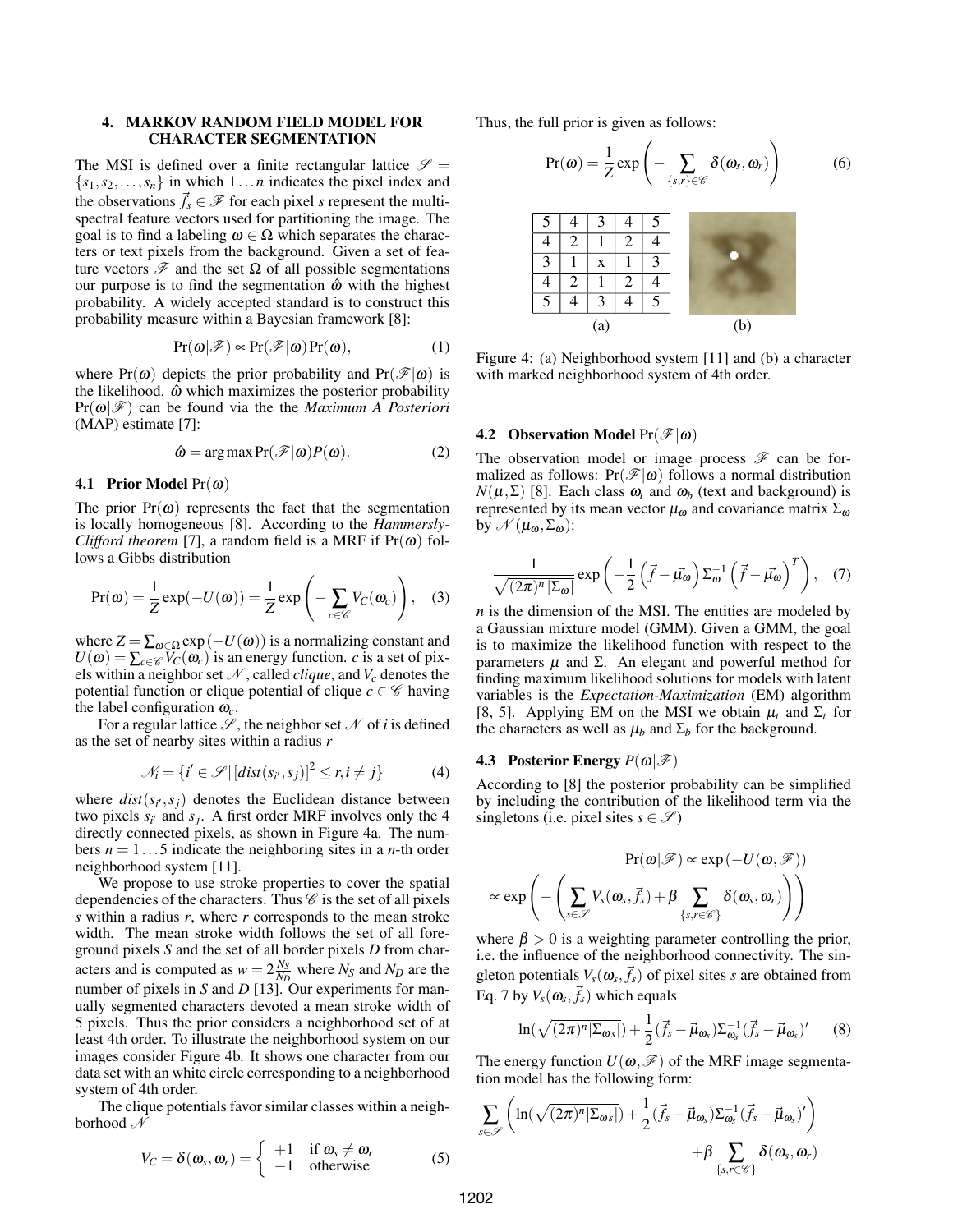## 4. MARKOV RANDOM FIELD MODEL FOR CHARACTER SEGMENTATION

The MSI is defined over a finite rectangular lattice $\mathscr{S} = \{s_1, s_2, \ldots, s_n\}$ in which $1 \ldots n$ indicates the pixel index and the observations $\vec{f}_s \in \mathscr{F}$ for each pixel $s$ represent the multi-spectral feature vectors used for partitioning the image. The goal is to find a labeling $\omega \in \Omega$ which separates the characters or text pixels from the background. Given a set of feature vectors $\mathscr{F}$ and the set $\Omega$ of all possible segmentations our purpose is to find the segmentation $\hat{\omega}$ with the highest probability. A widely accepted standard is to construct this probability measure within a Bayesian framework [8]:

$$\Pr(\omega|\mathscr{F}) \propto \Pr(\mathscr{F}|\omega)\Pr(\omega), \tag{1}$$

where $\Pr(\omega)$ depicts the prior probability and $\Pr(\mathscr{F}|\omega)$ is the likelihood. $\hat{\omega}$ which maximizes the posterior probability $\Pr(\omega|\mathscr{F})$ can be found via the the *Maximum A Posteriori* (MAP) estimate [7]:

$$\hat{\omega} = \arg\max \Pr(\mathscr{F}|\omega)P(\omega). \tag{2}$$

### 4.1 Prior Model $\Pr(\omega)$

The prior $\Pr(\omega)$ represents the fact that the segmentation is locally homogeneous [8]. According to the *Hammersly-Clifford theorem* [7], a random field is a MRF if $\Pr(\omega)$ follows a Gibbs distribution

$$\Pr(\omega) = \frac{1}{Z}\exp(-U(\omega)) = \frac{1}{Z}\exp\left(-\sum_{c\in\mathscr{C}} V_C(\omega_c)\right), \tag{3}$$

where $Z = \sum_{\omega\in\Omega}\exp(-U(\omega))$ is a normalizing constant and $U(\omega) = \sum_{c\in\mathscr{C}} V_C(\omega_c)$ is an energy function. $c$ is a set of pixels within a neighbor set $\mathscr{N}$, called *clique*, and $V_c$ denotes the potential function or clique potential of clique $c \in \mathscr{C}$ having the label configuration $\omega_c$.

For a regular lattice $\mathscr{S}$, the neighbor set $\mathscr{N}$ of $i$ is defined as the set of nearby sites within a radius $r$

$$\mathscr{N}_i = \{i' \in \mathscr{S} \,|\, [dist(s_{i'}, s_j)]^2 \leq r, i \neq j\} \tag{4}$$

where $dist(s_{i'}, s_j)$ denotes the Euclidean distance between two pixels $s_{i'}$ and $s_j$. A first order MRF involves only the 4 directly connected pixels, as shown in Figure 4a. The numbers $n = 1 \ldots 5$ indicate the neighboring sites in a $n$-th order neighborhood system [11].

We propose to use stroke properties to cover the spatial dependencies of the characters. Thus $\mathscr{C}$ is the set of all pixels $s$ within a radius $r$, where $r$ corresponds to the mean stroke width. The mean stroke width follows the set of all foreground pixels $S$ and the set of all border pixels $D$ from characters and is computed as $w = 2\frac{N_S}{N_D}$ where $N_S$ and $N_D$ are the number of pixels in $S$ and $D$ [13]. Our experiments for manually segmented characters devoted a mean stroke width of 5 pixels. Thus the prior considers a neighborhood set of at least 4th order. To illustrate the neighborhood system on our images consider Figure 4b. It shows one character from our data set with an white circle corresponding to a neighborhood system of 4th order.

The clique potentials favor similar classes within a neighborhood $\mathscr{N}$

$$V_C = \delta(\omega_s, \omega_r) = \begin{cases} +1 & \text{if } \omega_s \neq \omega_r \\ -1 & \text{otherwise} \end{cases} \tag{5}$$

Thus, the full prior is given as follows:

$$\Pr(\omega) = \frac{1}{Z}\exp\left(-\sum_{\{s,r\}\in\mathscr{C}} \delta(\omega_s, \omega_r)\right) \tag{6}$$

| 5 | 4 | 3 | 4 | 5 |
|---|---|---|---|---|
| 4 | 2 | 1 | 2 | 4 |
| 3 | 1 | x | 1 | 3 |
| 4 | 2 | 1 | 2 | 4 |
| 5 | 4 | 3 | 4 | 5 |

(a) (b)

Figure 4: (a) Neighborhood system [11] and (b) a character with marked neighborhood system of 4th order.

### 4.2 Observation Model $\Pr(\mathscr{F}|\omega)$

The observation model or image process $\mathscr{F}$ can be formalized as follows: $\Pr(\mathscr{F}|\omega)$ follows a normal distribution $N(\mu, \Sigma)$ [8]. Each class $\omega_t$ and $\omega_b$ (text and background) is represented by its mean vector $\mu_\omega$ and covariance matrix $\Sigma_\omega$ by $\mathscr{N}(\mu_\omega, \Sigma_\omega)$:

$$\frac{1}{\sqrt{(2\pi)^n|\Sigma_\omega|}}\exp\left(-\frac{1}{2}\left(\vec{f} - \vec{\mu_\omega}\right)\Sigma_\omega^{-1}\left(\vec{f} - \vec{\mu_\omega}\right)^T\right), \tag{7}$$

$n$ is the dimension of the MSI. The entities are modeled by a Gaussian mixture model (GMM). Given a GMM, the goal is to maximize the likelihood function with respect to the parameters $\mu$ and $\Sigma$. An elegant and powerful method for finding maximum likelihood solutions for models with latent variables is the *Expectation-Maximization* (EM) algorithm [8, 5]. Applying EM on the MSI we obtain $\mu_t$ and $\Sigma_t$ for the characters as well as $\mu_b$ and $\Sigma_b$ for the background.

### 4.3 Posterior Energy $P(\omega|\mathscr{F})$

According to [8] the posterior probability can be simplified by including the contribution of the likelihood term via the singletons (i.e. pixel sites $s \in \mathscr{S}$)

$$\Pr(\omega|\mathscr{F}) \propto \exp(-U(\omega, \mathscr{F}))$$

$$\propto \exp\left(-\left(\sum_{s\in\mathscr{S}} V_s(\omega_s, \vec{f}_s) + \beta\sum_{\{s,r\in\mathscr{C}\}}\delta(\omega_s, \omega_r)\right)\right)$$

where $\beta > 0$ is a weighting parameter controlling the prior, i.e. the influence of the neighborhood connectivity. The singleton potentials $V_s(\omega_s, \vec{f}_s)$ of pixel sites $s$ are obtained from Eq. 7 by $V_s(\omega_s, \vec{f}_s)$ which equals

$$\ln(\sqrt{(2\pi)^n|\Sigma_{\omega s}|}) + \frac{1}{2}(\vec{f}_s - \vec{\mu}_{\omega_s})\Sigma_{\omega_s}^{-1}(\vec{f}_s - \vec{\mu}_{\omega_s})' \tag{8}$$

The energy function $U(\omega, \mathscr{F})$ of the MRF image segmentation model has the following form:

$$\sum_{s\in\mathscr{S}}\left(\ln(\sqrt{(2\pi)^n|\Sigma_{\omega s}|}) + \frac{1}{2}(\vec{f}_s - \vec{\mu}_{\omega_s})\Sigma_{\omega_s}^{-1}(\vec{f}_s - \vec{\mu}_{\omega_s})'\right) + \beta\sum_{\{s,r\in\mathscr{C}\}}\delta(\omega_s, \omega_r)$$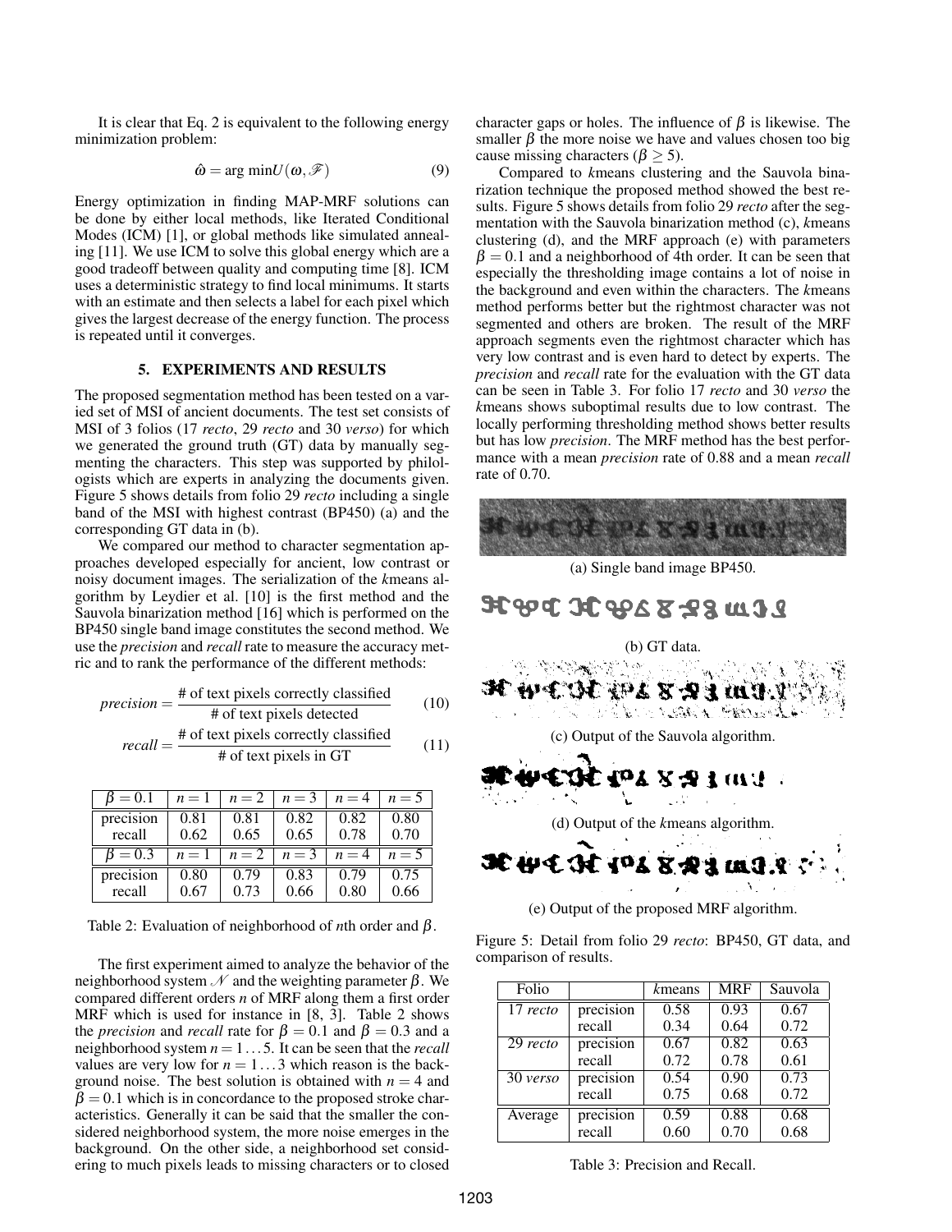It is clear that Eq. 2 is equivalent to the following energy minimization problem:

$$\hat{\omega} = \arg\min U(\omega, \mathscr{F}) \tag{9}$$

Energy optimization in finding MAP-MRF solutions can be done by either local methods, like Iterated Conditional Modes (ICM) [1], or global methods like simulated annealing [11]. We use ICM to solve this global energy which are a good tradeoff between quality and computing time [8]. ICM uses a deterministic strategy to find local minimums. It starts with an estimate and then selects a label for each pixel which gives the largest decrease of the energy function. The process is repeated until it converges.

## 5. EXPERIMENTS AND RESULTS

The proposed segmentation method has been tested on a varied set of MSI of ancient documents. The test set consists of MSI of 3 folios (17 *recto*, 29 *recto* and 30 *verso*) for which we generated the ground truth (GT) data by manually segmenting the characters. This step was supported by philologists which are experts in analyzing the documents given. Figure 5 shows details from folio 29 *recto* including a single band of the MSI with highest contrast (BP450) (a) and the corresponding GT data in (b).

We compared our method to character segmentation approaches developed especially for ancient, low contrast or noisy document images. The serialization of the *k*means algorithm by Leydier et al. [10] is the first method and the Sauvola binarization method [16] which is performed on the BP450 single band image constitutes the second method. We use the *precision* and *recall* rate to measure the accuracy metric and to rank the performance of the different methods:

$$precision = \frac{\text{\# of text pixels correctly classified}}{\text{\# of text pixels detected}} \tag{10}$$

$$recall = \frac{\text{\# of text pixels correctly classified}}{\text{\# of text pixels in GT}} \tag{11}$$

| $\beta = 0.1$ | $n = 1$ | $n = 2$ | $n = 3$ | $n = 4$ | $n = 5$ |
|---|---|---|---|---|---|
| precision | 0.81 | 0.81 | 0.82 | 0.82 | 0.80 |
| recall | 0.62 | 0.65 | 0.65 | 0.78 | 0.70 |
| $\beta = 0.3$ | $n = 1$ | $n = 2$ | $n = 3$ | $n = 4$ | $n = 5$ |
| precision | 0.80 | 0.79 | 0.83 | 0.79 | 0.75 |
| recall | 0.67 | 0.73 | 0.66 | 0.80 | 0.66 |

Table 2: Evaluation of neighborhood of *n*th order and $\beta$.

The first experiment aimed to analyze the behavior of the neighborhood system $\mathscr{N}$ and the weighting parameter $\beta$. We compared different orders *n* of MRF along them a first order MRF which is used for instance in [8, 3]. Table 2 shows the *precision* and *recall* rate for $\beta = 0.1$ and $\beta = 0.3$ and a neighborhood system $n = 1 \ldots 5$. It can be seen that the *recall* values are very low for $n = 1 \ldots 3$ which reason is the background noise. The best solution is obtained with $n = 4$ and $\beta = 0.1$ which is in concordance to the proposed stroke characteristics. Generally it can be said that the smaller the considered neighborhood system, the more noise emerges in the background. On the other side, a neighborhood set considering to much pixels leads to missing characters or to closed character gaps or holes. The influence of $\beta$ is likewise. The smaller $\beta$ the more noise we have and values chosen too big cause missing characters ($\beta \geq 5$).

Compared to *k*means clustering and the Sauvola binarization technique the proposed method showed the best results. Figure 5 shows details from folio 29 *recto* after the segmentation with the Sauvola binarization method (c), *k*means clustering (d), and the MRF approach (e) with parameters $\beta = 0.1$ and a neighborhood of 4th order. It can be seen that especially the thresholding image contains a lot of noise in the background and even within the characters. The *k*means method performs better but the rightmost character was not segmented and others are broken. The result of the MRF approach segments even the rightmost character which has very low contrast and is even hard to detect by experts. The *precision* and *recall* rate for the evaluation with the GT data can be seen in Table 3. For folio 17 *recto* and 30 *verso* the *k*means shows suboptimal results due to low contrast. The locally performing thresholding method shows better results but has low *precision*. The MRF method has the best performance with a mean *precision* rate of 0.88 and a mean *recall* rate of 0.70.

(a) Single band image BP450.

(b) GT data.

(c) Output of the Sauvola algorithm.

(d) Output of the *k*means algorithm.

(e) Output of the proposed MRF algorithm.

Figure 5: Detail from folio 29 *recto*: BP450, GT data, and comparison of results.

| Folio | | *k*means | MRF | Sauvola |
|---|---|---|---|---|
| 17 *recto* | precision | 0.58 | 0.93 | 0.67 |
| | recall | 0.34 | 0.64 | 0.72 |
| 29 *recto* | precision | 0.67 | 0.82 | 0.63 |
| | recall | 0.72 | 0.78 | 0.61 |
| 30 *verso* | precision | 0.54 | 0.90 | 0.73 |
| | recall | 0.75 | 0.68 | 0.72 |
| Average | precision | 0.59 | 0.88 | 0.68 |
| | recall | 0.60 | 0.70 | 0.68 |

Table 3: Precision and Recall.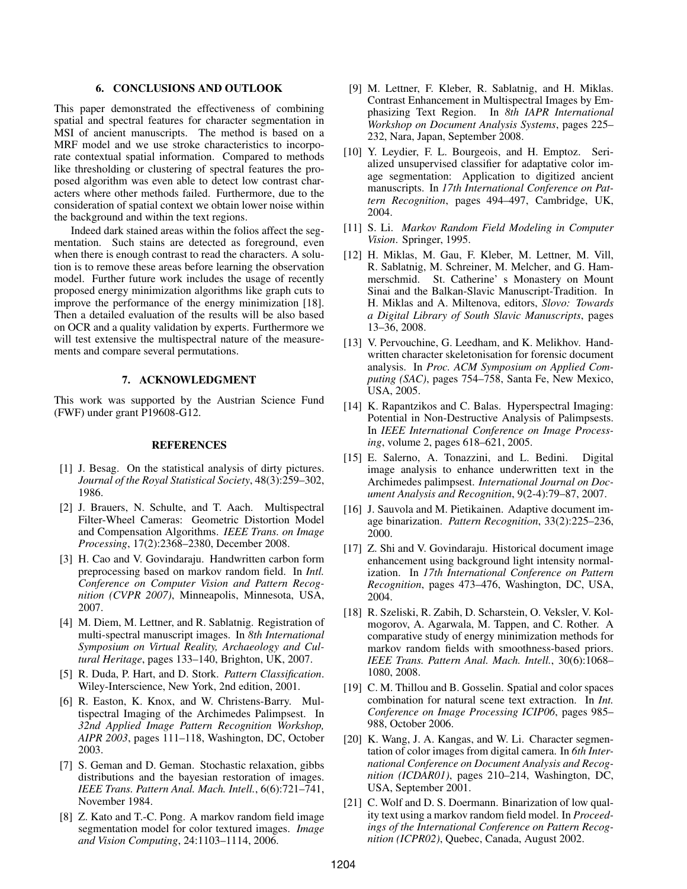## 6. CONCLUSIONS AND OUTLOOK

This paper demonstrated the effectiveness of combining spatial and spectral features for character segmentation in MSI of ancient manuscripts. The method is based on a MRF model and we use stroke characteristics to incorporate contextual spatial information. Compared to methods like thresholding or clustering of spectral features the proposed algorithm was even able to detect low contrast characters where other methods failed. Furthermore, due to the consideration of spatial context we obtain lower noise within the background and within the text regions.

Indeed dark stained areas within the folios affect the segmentation. Such stains are detected as foreground, even when there is enough contrast to read the characters. A solution is to remove these areas before learning the observation model. Further future work includes the usage of recently proposed energy minimization algorithms like graph cuts to improve the performance of the energy minimization [18]. Then a detailed evaluation of the results will be also based on OCR and a quality validation by experts. Furthermore we will test extensive the multispectral nature of the measurements and compare several permutations.

## 7. ACKNOWLEDGMENT

This work was supported by the Austrian Science Fund (FWF) under grant P19608-G12.

## REFERENCES

[1] J. Besag. On the statistical analysis of dirty pictures. *Journal of the Royal Statistical Society*, 48(3):259–302, 1986.

[2] J. Brauers, N. Schulte, and T. Aach. Multispectral Filter-Wheel Cameras: Geometric Distortion Model and Compensation Algorithms. *IEEE Trans. on Image Processing*, 17(2):2368–2380, December 2008.

[3] H. Cao and V. Govindaraju. Handwritten carbon form preprocessing based on markov random field. In *Intl. Conference on Computer Vision and Pattern Recognition (CVPR 2007)*, Minneapolis, Minnesota, USA, 2007.

[4] M. Diem, M. Lettner, and R. Sablatnig. Registration of multi-spectral manuscript images. In *8th International Symposium on Virtual Reality, Archaeology and Cultural Heritage*, pages 133–140, Brighton, UK, 2007.

[5] R. Duda, P. Hart, and D. Stork. *Pattern Classification*. Wiley-Interscience, New York, 2nd edition, 2001.

[6] R. Easton, K. Knox, and W. Christens-Barry. Multispectral Imaging of the Archimedes Palimpsest. In *32nd Applied Image Pattern Recognition Workshop, AIPR 2003*, pages 111–118, Washington, DC, October 2003.

[7] S. Geman and D. Geman. Stochastic relaxation, gibbs distributions and the bayesian restoration of images. *IEEE Trans. Pattern Anal. Mach. Intell.*, 6(6):721–741, November 1984.

[8] Z. Kato and T.-C. Pong. A markov random field image segmentation model for color textured images. *Image and Vision Computing*, 24:1103–1114, 2006.

[9] M. Lettner, F. Kleber, R. Sablatnig, and H. Miklas. Contrast Enhancement in Multispectral Images by Emphasizing Text Region. In *8th IAPR International Workshop on Document Analysis Systems*, pages 225–232, Nara, Japan, September 2008.

[10] Y. Leydier, F. L. Bourgeois, and H. Emptoz. Serialized unsupervised classifier for adaptative color image segmentation: Application to digitized ancient manuscripts. In *17th International Conference on Pattern Recognition*, pages 494–497, Cambridge, UK, 2004.

[11] S. Li. *Markov Random Field Modeling in Computer Vision*. Springer, 1995.

[12] H. Miklas, M. Gau, F. Kleber, M. Lettner, M. Vill, R. Sablatnig, M. Schreiner, M. Melcher, and G. Hammerschmid. St. Catherine' s Monastery on Mount Sinai and the Balkan-Slavic Manuscript-Tradition. In H. Miklas and A. Miltenova, editors, *Slovo: Towards a Digital Library of South Slavic Manuscripts*, pages 13–36, 2008.

[13] V. Pervouchine, G. Leedham, and K. Melikhov. Handwritten character skeletonisation for forensic document analysis. In *Proc. ACM Symposium on Applied Computing (SAC)*, pages 754–758, Santa Fe, New Mexico, USA, 2005.

[14] K. Rapantzikos and C. Balas. Hyperspectral Imaging: Potential in Non-Destructive Analysis of Palimpsests. In *IEEE International Conference on Image Processing*, volume 2, pages 618–621, 2005.

[15] E. Salerno, A. Tonazzini, and L. Bedini. Digital image analysis to enhance underwritten text in the Archimedes palimpsest. *International Journal on Document Analysis and Recognition*, 9(2-4):79–87, 2007.

[16] J. Sauvola and M. Pietikainen. Adaptive document image binarization. *Pattern Recognition*, 33(2):225–236, 2000.

[17] Z. Shi and V. Govindaraju. Historical document image enhancement using background light intensity normalization. In *17th International Conference on Pattern Recognition*, pages 473–476, Washington, DC, USA, 2004.

[18] R. Szeliski, R. Zabih, D. Scharstein, O. Veksler, V. Kolmogorov, A. Agarwala, M. Tappen, and C. Rother. A comparative study of energy minimization methods for markov random fields with smoothness-based priors. *IEEE Trans. Pattern Anal. Mach. Intell.*, 30(6):1068–1080, 2008.

[19] C. M. Thillou and B. Gosselin. Spatial and color spaces combination for natural scene text extraction. In *Int. Conference on Image Processing ICIP06*, pages 985–988, October 2006.

[20] K. Wang, J. A. Kangas, and W. Li. Character segmentation of color images from digital camera. In *6th International Conference on Document Analysis and Recognition (ICDAR01)*, pages 210–214, Washington, DC, USA, September 2001.

[21] C. Wolf and D. S. Doermann. Binarization of low quality text using a markov random field model. In *Proceedings of the International Conference on Pattern Recognition (ICPR02)*, Quebec, Canada, August 2002.